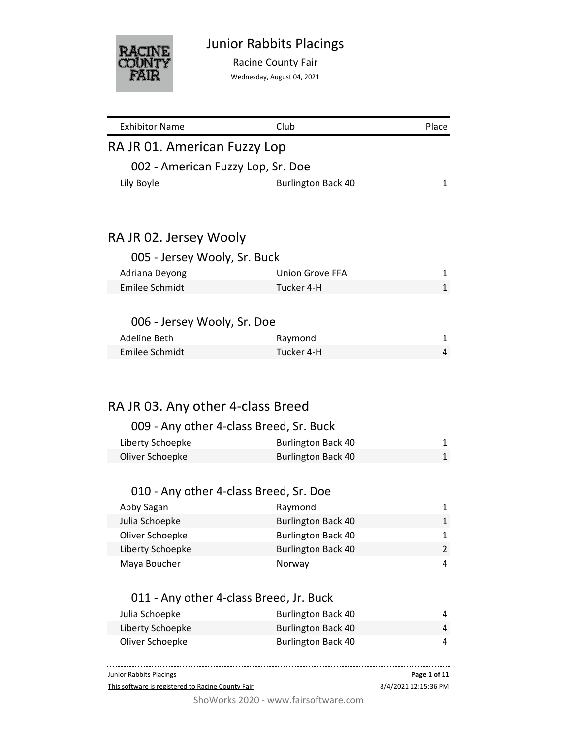# Junior Rabbits Placings

Racine County Fair

Wednesday, August 04, 2021

| Exhibitor Name | Club | Place |
|---|---|---|

## RA JR 01. American Fuzzy Lop

### 002 - American Fuzzy Lop, Sr. Doe

| Exhibitor Name | Club | Place |
|---|---|---|
| Lily Boyle | Burlington Back 40 | 1 |

## RA JR 02. Jersey Wooly

### 005 - Jersey Wooly, Sr. Buck

| Exhibitor Name | Club | Place |
|---|---|---|
| Adriana Deyong | Union Grove FFA | 1 |
| Emilee Schmidt | Tucker 4-H | 1 |

### 006 - Jersey Wooly, Sr. Doe

| Exhibitor Name | Club | Place |
|---|---|---|
| Adeline Beth | Raymond | 1 |
| Emilee Schmidt | Tucker 4-H | 4 |

## RA JR 03. Any other 4-class Breed

### 009 - Any other 4-class Breed, Sr. Buck

| Exhibitor Name | Club | Place |
|---|---|---|
| Liberty Schoepke | Burlington Back 40 | 1 |
| Oliver Schoepke | Burlington Back 40 | 1 |

### 010 - Any other 4-class Breed, Sr. Doe

| Exhibitor Name | Club | Place |
|---|---|---|
| Abby Sagan | Raymond | 1 |
| Julia Schoepke | Burlington Back 40 | 1 |
| Oliver Schoepke | Burlington Back 40 | 1 |
| Liberty Schoepke | Burlington Back 40 | 2 |
| Maya Boucher | Norway | 4 |

### 011 - Any other 4-class Breed, Jr. Buck

| Exhibitor Name | Club | Place |
|---|---|---|
| Julia Schoepke | Burlington Back 40 | 4 |
| Liberty Schoepke | Burlington Back 40 | 4 |
| Oliver Schoepke | Burlington Back 40 | 4 |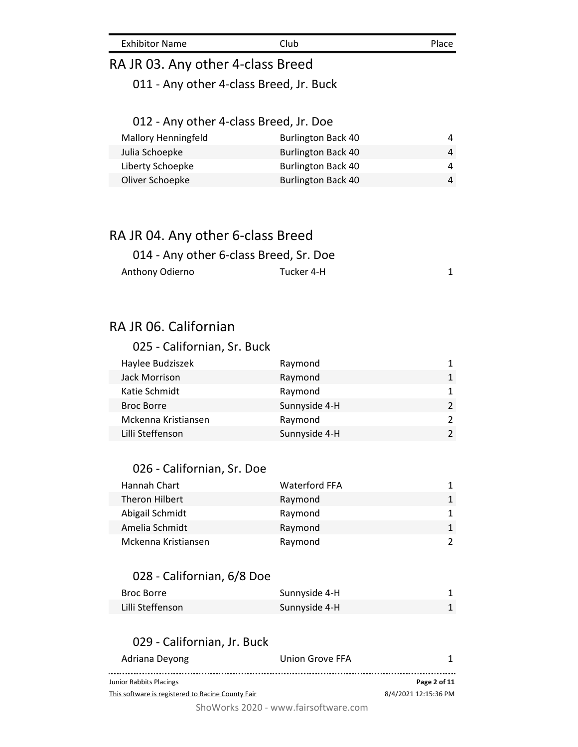| Exhibitor Name | Club | Place |
|---|---|---|

## RA JR 03. Any other 4-class Breed

### 011 - Any other 4-class Breed, Jr. Buck

### 012 - Any other 4-class Breed, Jr. Doe

| Exhibitor Name | Club | Place |
|---|---|---|
| Mallory Henningfeld | Burlington Back 40 | 4 |
| Julia Schoepke | Burlington Back 40 | 4 |
| Liberty Schoepke | Burlington Back 40 | 4 |
| Oliver Schoepke | Burlington Back 40 | 4 |

## RA JR 04. Any other 6-class Breed

### 014 - Any other 6-class Breed, Sr. Doe

| Exhibitor Name | Club | Place |
|---|---|---|
| Anthony Odierno | Tucker 4-H | 1 |

## RA JR 06. Californian

### 025 - Californian, Sr. Buck

| Exhibitor Name | Club | Place |
|---|---|---|
| Haylee Budziszek | Raymond | 1 |
| Jack Morrison | Raymond | 1 |
| Katie Schmidt | Raymond | 1 |
| Broc Borre | Sunnyside 4-H | 2 |
| Mckenna Kristiansen | Raymond | 2 |
| Lilli Steffenson | Sunnyside 4-H | 2 |

### 026 - Californian, Sr. Doe

| Exhibitor Name | Club | Place |
|---|---|---|
| Hannah Chart | Waterford FFA | 1 |
| Theron Hilbert | Raymond | 1 |
| Abigail Schmidt | Raymond | 1 |
| Amelia Schmidt | Raymond | 1 |
| Mckenna Kristiansen | Raymond | 2 |

### 028 - Californian, 6/8 Doe

| Exhibitor Name | Club | Place |
|---|---|---|
| Broc Borre | Sunnyside 4-H | 1 |
| Lilli Steffenson | Sunnyside 4-H | 1 |

### 029 - Californian, Jr. Buck

| Exhibitor Name | Club | Place |
|---|---|---|
| Adriana Deyong | Union Grove FFA | 1 |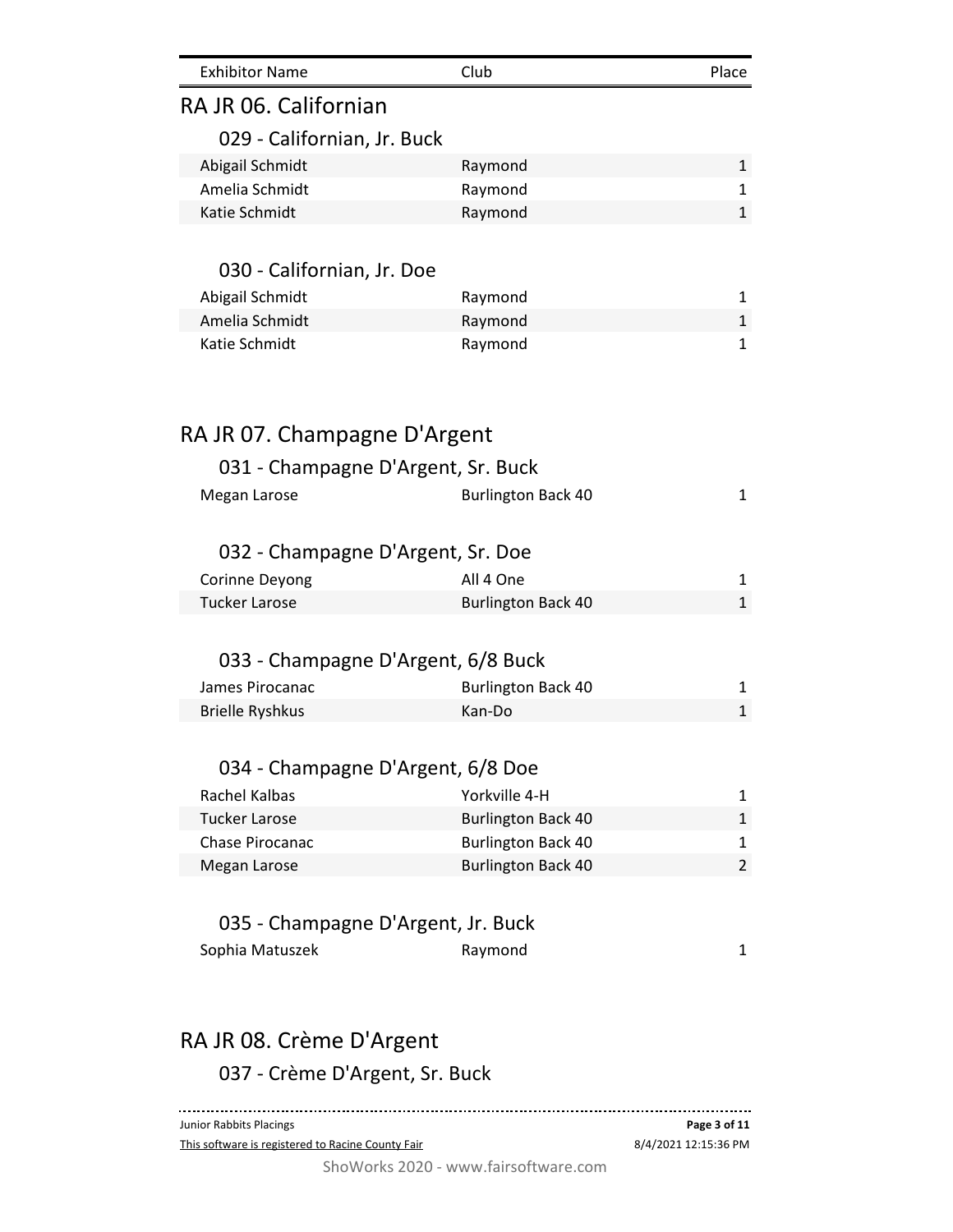| Exhibitor Name | Club | Place |
| --- | --- | --- |

## RA JR 06. Californian

### 029 - Californian, Jr. Buck

| Exhibitor Name | Club | Place |
| --- | --- | --- |
| Abigail Schmidt | Raymond | 1 |
| Amelia Schmidt | Raymond | 1 |
| Katie Schmidt | Raymond | 1 |

### 030 - Californian, Jr. Doe

| Exhibitor Name | Club | Place |
| --- | --- | --- |
| Abigail Schmidt | Raymond | 1 |
| Amelia Schmidt | Raymond | 1 |
| Katie Schmidt | Raymond | 1 |

## RA JR 07. Champagne D'Argent

### 031 - Champagne D'Argent, Sr. Buck

| Exhibitor Name | Club | Place |
| --- | --- | --- |
| Megan Larose | Burlington Back 40 | 1 |

### 032 - Champagne D'Argent, Sr. Doe

| Exhibitor Name | Club | Place |
| --- | --- | --- |
| Corinne Deyong | All 4 One | 1 |
| Tucker Larose | Burlington Back 40 | 1 |

### 033 - Champagne D'Argent, 6/8 Buck

| Exhibitor Name | Club | Place |
| --- | --- | --- |
| James Pirocanac | Burlington Back 40 | 1 |
| Brielle Ryshkus | Kan-Do | 1 |

### 034 - Champagne D'Argent, 6/8 Doe

| Exhibitor Name | Club | Place |
| --- | --- | --- |
| Rachel Kalbas | Yorkville 4-H | 1 |
| Tucker Larose | Burlington Back 40 | 1 |
| Chase Pirocanac | Burlington Back 40 | 1 |
| Megan Larose | Burlington Back 40 | 2 |

### 035 - Champagne D'Argent, Jr. Buck

| Exhibitor Name | Club | Place |
| --- | --- | --- |
| Sophia Matuszek | Raymond | 1 |

## RA JR 08. Crème D'Argent

### 037 - Crème D'Argent, Sr. Buck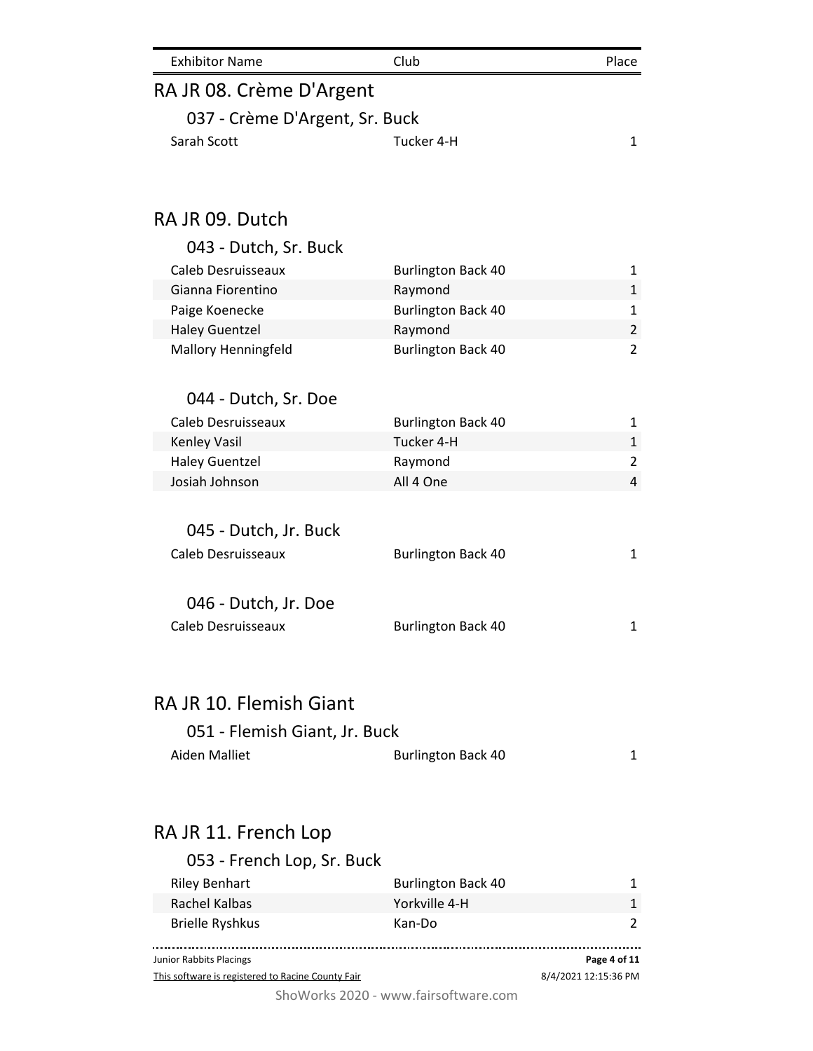| Exhibitor Name | Club | Place |
| --- | --- | --- |

## RA JR 08. Crème D'Argent

### 037 - Crème D'Argent, Sr. Buck

| Exhibitor Name | Club | Place |
| --- | --- | --- |
| Sarah Scott | Tucker 4-H | 1 |

## RA JR 09. Dutch

### 043 - Dutch, Sr. Buck

| Exhibitor Name | Club | Place |
| --- | --- | --- |
| Caleb Desruisseaux | Burlington Back 40 | 1 |
| Gianna Fiorentino | Raymond | 1 |
| Paige Koenecke | Burlington Back 40 | 1 |
| Haley Guentzel | Raymond | 2 |
| Mallory Henningfeld | Burlington Back 40 | 2 |

### 044 - Dutch, Sr. Doe

| Exhibitor Name | Club | Place |
| --- | --- | --- |
| Caleb Desruisseaux | Burlington Back 40 | 1 |
| Kenley Vasil | Tucker 4-H | 1 |
| Haley Guentzel | Raymond | 2 |
| Josiah Johnson | All 4 One | 4 |

### 045 - Dutch, Jr. Buck

| Exhibitor Name | Club | Place |
| --- | --- | --- |
| Caleb Desruisseaux | Burlington Back 40 | 1 |

### 046 - Dutch, Jr. Doe

| Exhibitor Name | Club | Place |
| --- | --- | --- |
| Caleb Desruisseaux | Burlington Back 40 | 1 |

## RA JR 10. Flemish Giant

### 051 - Flemish Giant, Jr. Buck

| Exhibitor Name | Club | Place |
| --- | --- | --- |
| Aiden Malliet | Burlington Back 40 | 1 |

## RA JR 11. French Lop

### 053 - French Lop, Sr. Buck

| Exhibitor Name | Club | Place |
| --- | --- | --- |
| Riley Benhart | Burlington Back 40 | 1 |
| Rachel Kalbas | Yorkville 4-H | 1 |
| Brielle Ryshkus | Kan-Do | 2 |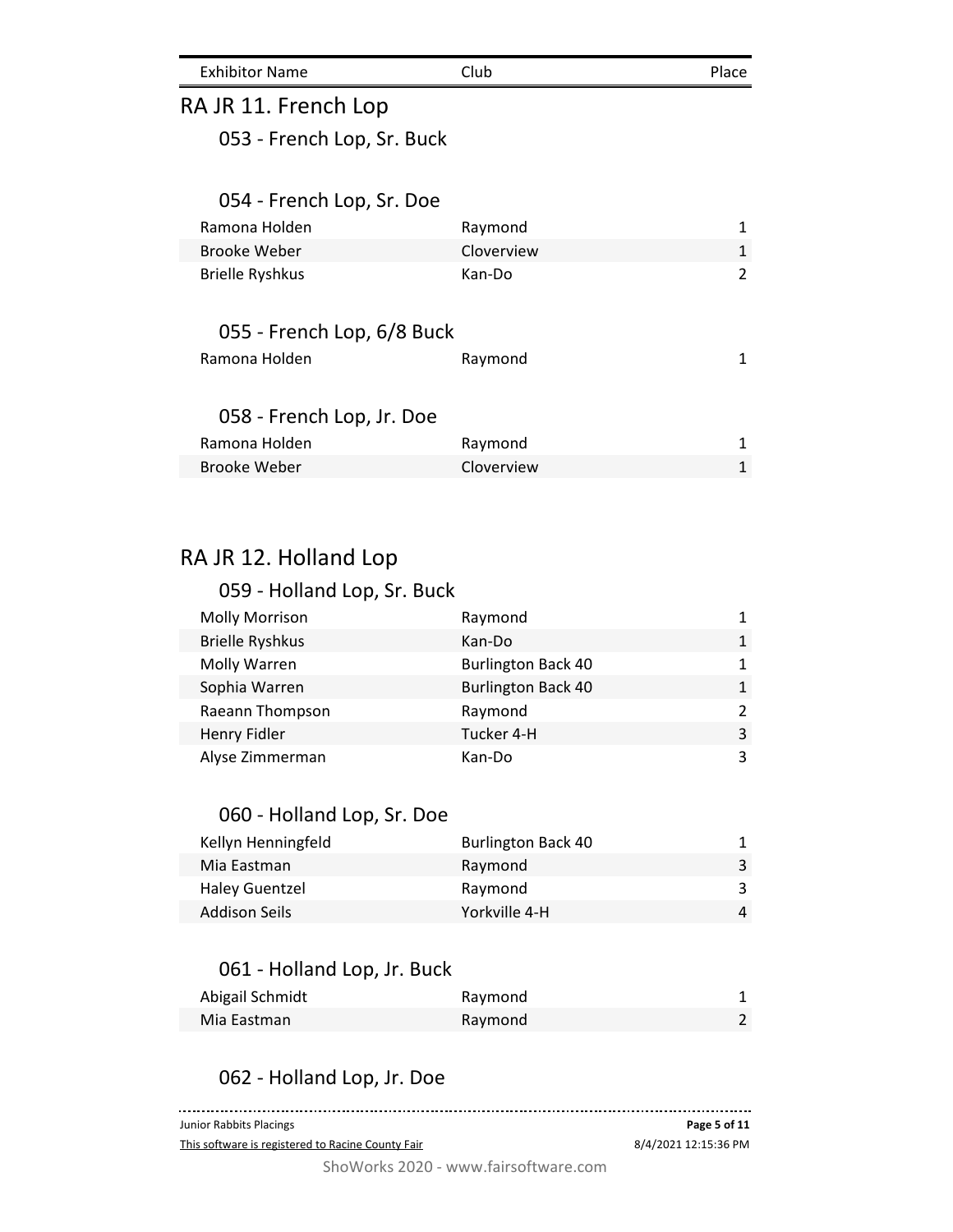| Exhibitor Name | Club | Place |
|---|---|---|

## RA JR 11. French Lop

### 053 - French Lop, Sr. Buck

### 054 - French Lop, Sr. Doe

| Exhibitor Name | Club | Place |
|---|---|---|
| Ramona Holden | Raymond | 1 |
| Brooke Weber | Cloverview | 1 |
| Brielle Ryshkus | Kan-Do | 2 |

### 055 - French Lop, 6/8 Buck

| Exhibitor Name | Club | Place |
|---|---|---|
| Ramona Holden | Raymond | 1 |

### 058 - French Lop, Jr. Doe

| Exhibitor Name | Club | Place |
|---|---|---|
| Ramona Holden | Raymond | 1 |
| Brooke Weber | Cloverview | 1 |

## RA JR 12. Holland Lop

### 059 - Holland Lop, Sr. Buck

| Exhibitor Name | Club | Place |
|---|---|---|
| Molly Morrison | Raymond | 1 |
| Brielle Ryshkus | Kan-Do | 1 |
| Molly Warren | Burlington Back 40 | 1 |
| Sophia Warren | Burlington Back 40 | 1 |
| Raeann Thompson | Raymond | 2 |
| Henry Fidler | Tucker 4-H | 3 |
| Alyse Zimmerman | Kan-Do | 3 |

### 060 - Holland Lop, Sr. Doe

| Exhibitor Name | Club | Place |
|---|---|---|
| Kellyn Henningfeld | Burlington Back 40 | 1 |
| Mia Eastman | Raymond | 3 |
| Haley Guentzel | Raymond | 3 |
| Addison Seils | Yorkville 4-H | 4 |

### 061 - Holland Lop, Jr. Buck

| Exhibitor Name | Club | Place |
|---|---|---|
| Abigail Schmidt | Raymond | 1 |
| Mia Eastman | Raymond | 2 |

### 062 - Holland Lop, Jr. Doe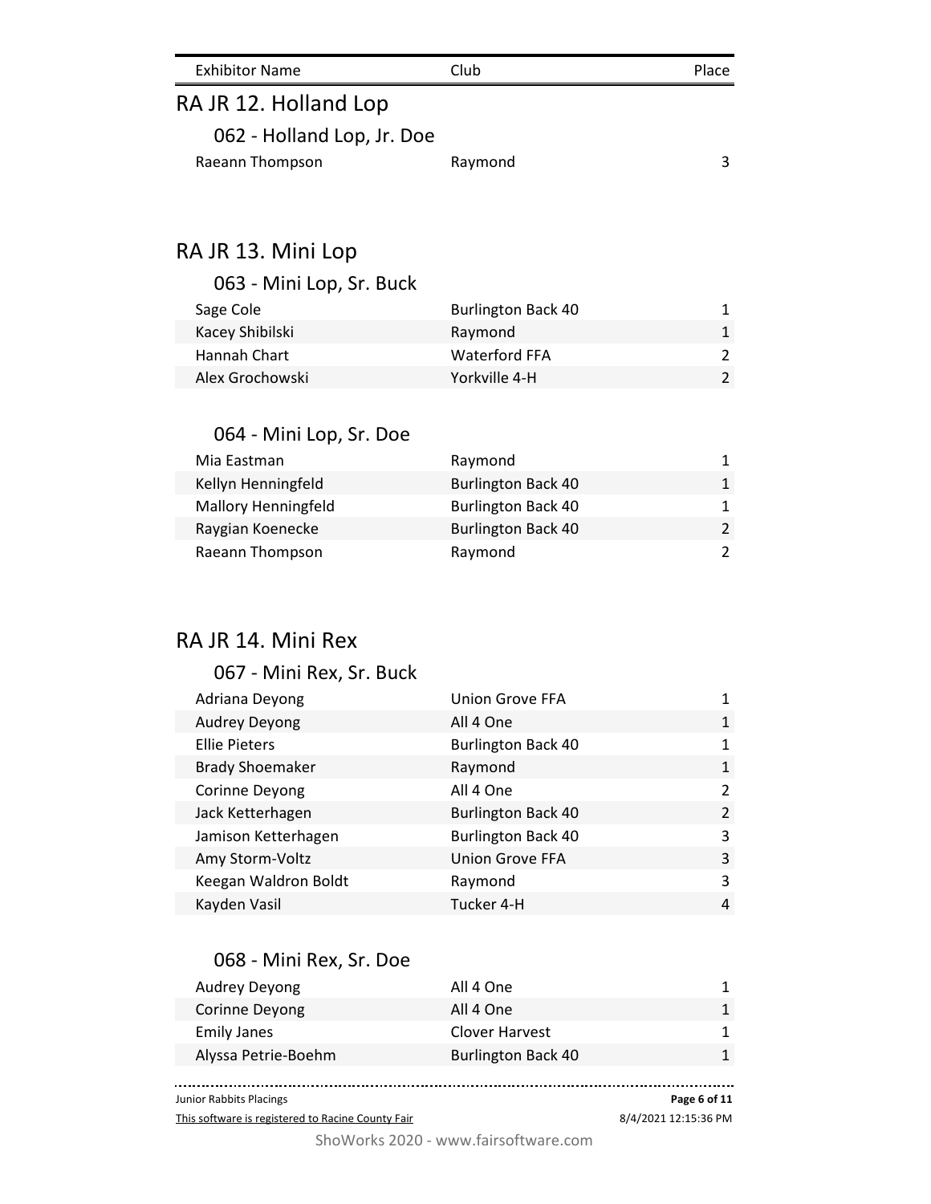| Exhibitor Name | Club | Place |
| --- | --- | --- |

## RA JR 12. Holland Lop

### 062 - Holland Lop, Jr. Doe

| Exhibitor Name | Club | Place |
| --- | --- | --- |
| Raeann Thompson | Raymond | 3 |

## RA JR 13. Mini Lop

### 063 - Mini Lop, Sr. Buck

| Exhibitor Name | Club | Place |
| --- | --- | --- |
| Sage Cole | Burlington Back 40 | 1 |
| Kacey Shibilski | Raymond | 1 |
| Hannah Chart | Waterford FFA | 2 |
| Alex Grochowski | Yorkville 4-H | 2 |

### 064 - Mini Lop, Sr. Doe

| Exhibitor Name | Club | Place |
| --- | --- | --- |
| Mia Eastman | Raymond | 1 |
| Kellyn Henningfeld | Burlington Back 40 | 1 |
| Mallory Henningfeld | Burlington Back 40 | 1 |
| Raygian Koenecke | Burlington Back 40 | 2 |
| Raeann Thompson | Raymond | 2 |

## RA JR 14. Mini Rex

### 067 - Mini Rex, Sr. Buck

| Exhibitor Name | Club | Place |
| --- | --- | --- |
| Adriana Deyong | Union Grove FFA | 1 |
| Audrey Deyong | All 4 One | 1 |
| Ellie Pieters | Burlington Back 40 | 1 |
| Brady Shoemaker | Raymond | 1 |
| Corinne Deyong | All 4 One | 2 |
| Jack Ketterhagen | Burlington Back 40 | 2 |
| Jamison Ketterhagen | Burlington Back 40 | 3 |
| Amy Storm-Voltz | Union Grove FFA | 3 |
| Keegan Waldron Boldt | Raymond | 3 |
| Kayden Vasil | Tucker 4-H | 4 |

### 068 - Mini Rex, Sr. Doe

| Exhibitor Name | Club | Place |
| --- | --- | --- |
| Audrey Deyong | All 4 One | 1 |
| Corinne Deyong | All 4 One | 1 |
| Emily Janes | Clover Harvest | 1 |
| Alyssa Petrie-Boehm | Burlington Back 40 | 1 |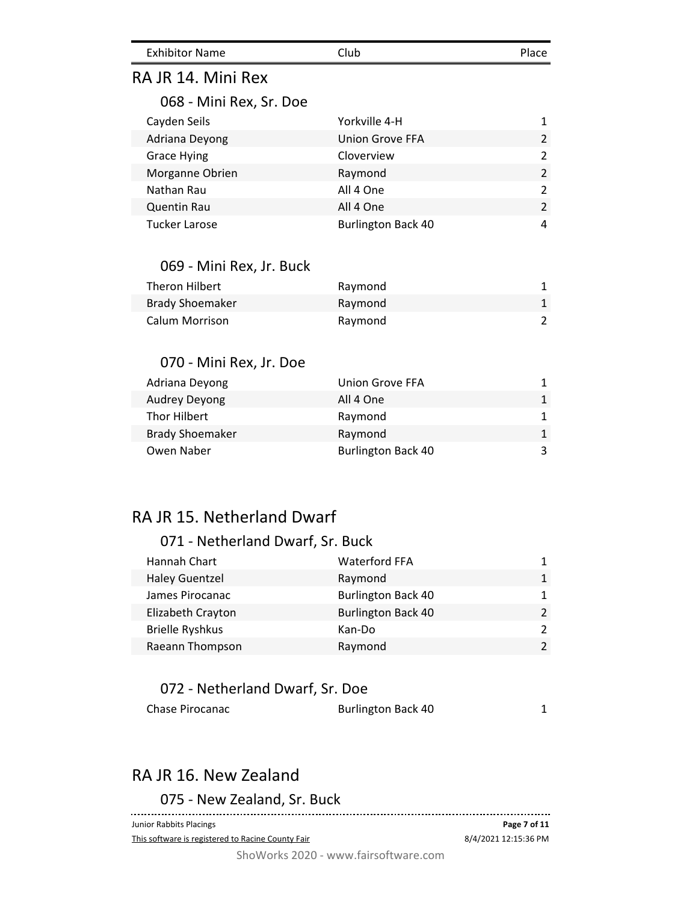| Exhibitor Name | Club | Place |
|---|---|---|

## RA JR 14. Mini Rex

### 068 - Mini Rex, Sr. Doe

| Exhibitor Name | Club | Place |
|---|---|---|
| Cayden Seils | Yorkville 4-H | 1 |
| Adriana Deyong | Union Grove FFA | 2 |
| Grace Hying | Cloverview | 2 |
| Morganne Obrien | Raymond | 2 |
| Nathan Rau | All 4 One | 2 |
| Quentin Rau | All 4 One | 2 |
| Tucker Larose | Burlington Back 40 | 4 |

### 069 - Mini Rex, Jr. Buck

| Exhibitor Name | Club | Place |
|---|---|---|
| Theron Hilbert | Raymond | 1 |
| Brady Shoemaker | Raymond | 1 |
| Calum Morrison | Raymond | 2 |

### 070 - Mini Rex, Jr. Doe

| Exhibitor Name | Club | Place |
|---|---|---|
| Adriana Deyong | Union Grove FFA | 1 |
| Audrey Deyong | All 4 One | 1 |
| Thor Hilbert | Raymond | 1 |
| Brady Shoemaker | Raymond | 1 |
| Owen Naber | Burlington Back 40 | 3 |

## RA JR 15. Netherland Dwarf

### 071 - Netherland Dwarf, Sr. Buck

| Exhibitor Name | Club | Place |
|---|---|---|
| Hannah Chart | Waterford FFA | 1 |
| Haley Guentzel | Raymond | 1 |
| James Pirocanac | Burlington Back 40 | 1 |
| Elizabeth Crayton | Burlington Back 40 | 2 |
| Brielle Ryshkus | Kan-Do | 2 |
| Raeann Thompson | Raymond | 2 |

### 072 - Netherland Dwarf, Sr. Doe

| Exhibitor Name | Club | Place |
|---|---|---|
| Chase Pirocanac | Burlington Back 40 | 1 |

## RA JR 16. New Zealand

### 075 - New Zealand, Sr. Buck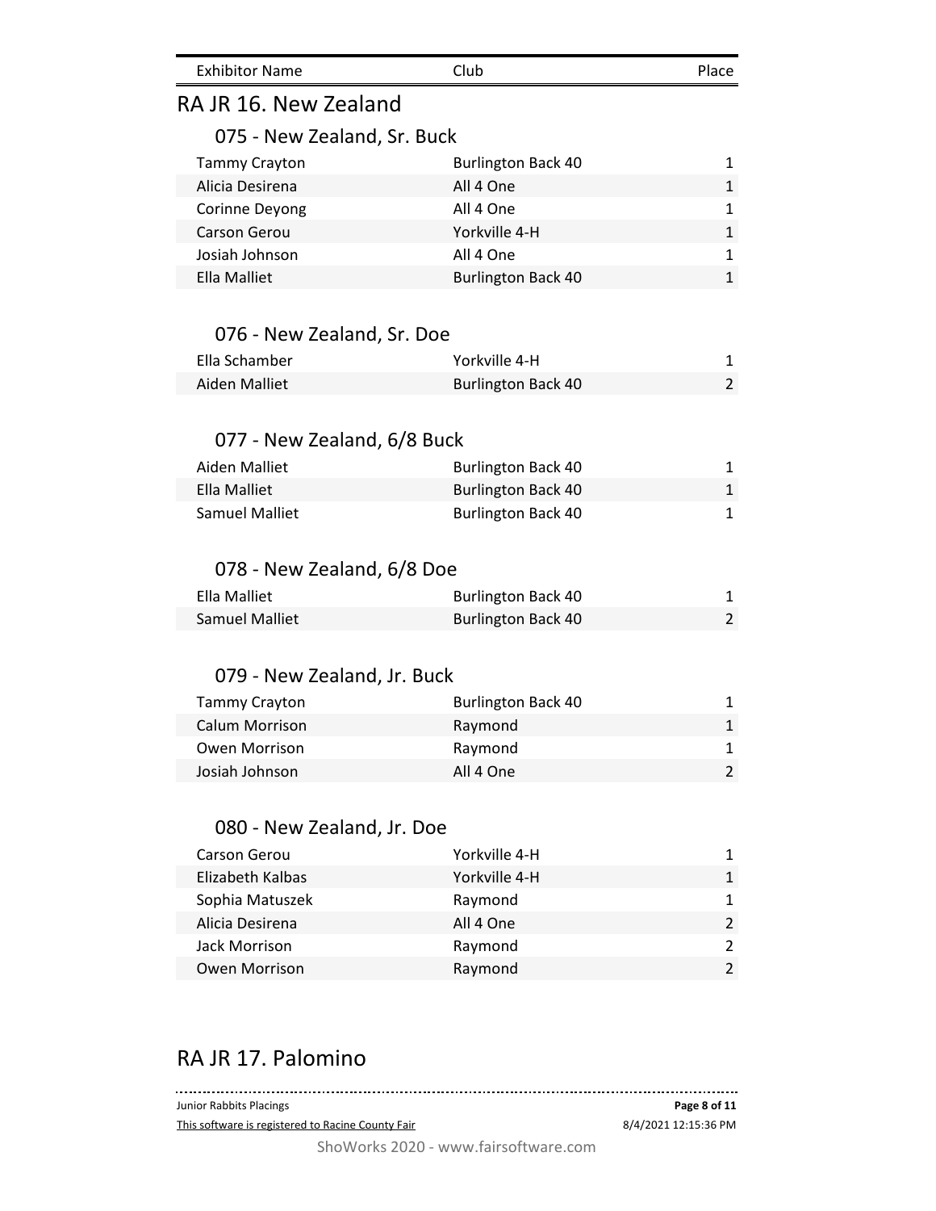| Exhibitor Name | Club | Place |
| --- | --- | --- |

## RA JR 16. New Zealand

### 075 - New Zealand, Sr. Buck

| Exhibitor Name | Club | Place |
| --- | --- | --- |
| Tammy Crayton | Burlington Back 40 | 1 |
| Alicia Desirena | All 4 One | 1 |
| Corinne Deyong | All 4 One | 1 |
| Carson Gerou | Yorkville 4-H | 1 |
| Josiah Johnson | All 4 One | 1 |
| Ella Malliet | Burlington Back 40 | 1 |

### 076 - New Zealand, Sr. Doe

| Exhibitor Name | Club | Place |
| --- | --- | --- |
| Ella Schamber | Yorkville 4-H | 1 |
| Aiden Malliet | Burlington Back 40 | 2 |

### 077 - New Zealand, 6/8 Buck

| Exhibitor Name | Club | Place |
| --- | --- | --- |
| Aiden Malliet | Burlington Back 40 | 1 |
| Ella Malliet | Burlington Back 40 | 1 |
| Samuel Malliet | Burlington Back 40 | 1 |

### 078 - New Zealand, 6/8 Doe

| Exhibitor Name | Club | Place |
| --- | --- | --- |
| Ella Malliet | Burlington Back 40 | 1 |
| Samuel Malliet | Burlington Back 40 | 2 |

### 079 - New Zealand, Jr. Buck

| Exhibitor Name | Club | Place |
| --- | --- | --- |
| Tammy Crayton | Burlington Back 40 | 1 |
| Calum Morrison | Raymond | 1 |
| Owen Morrison | Raymond | 1 |
| Josiah Johnson | All 4 One | 2 |

### 080 - New Zealand, Jr. Doe

| Exhibitor Name | Club | Place |
| --- | --- | --- |
| Carson Gerou | Yorkville 4-H | 1 |
| Elizabeth Kalbas | Yorkville 4-H | 1 |
| Sophia Matuszek | Raymond | 1 |
| Alicia Desirena | All 4 One | 2 |
| Jack Morrison | Raymond | 2 |
| Owen Morrison | Raymond | 2 |

## RA JR 17. Palomino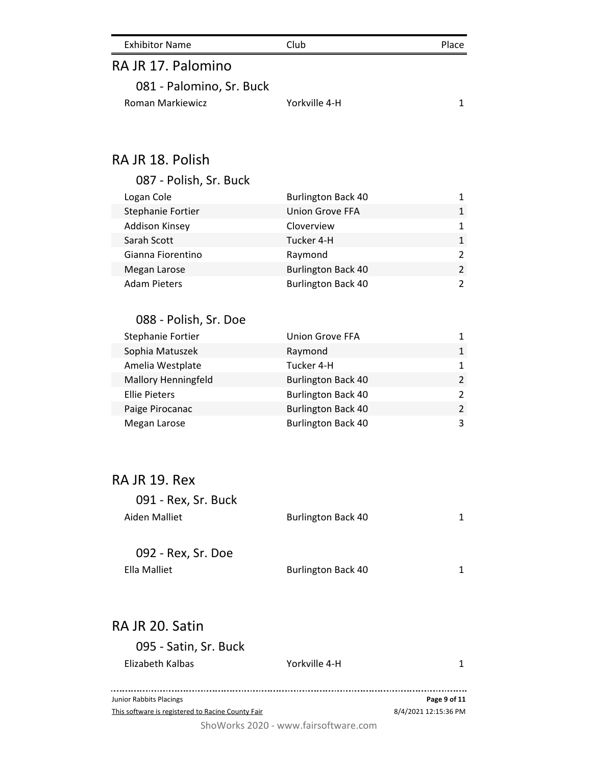| Exhibitor Name | Club | Place |
|---|---|---|

## RA JR 17. Palomino

### 081 - Palomino, Sr. Buck

| Exhibitor Name | Club | Place |
|---|---|---|
| Roman Markiewicz | Yorkville 4-H | 1 |

## RA JR 18. Polish

### 087 - Polish, Sr. Buck

| Exhibitor Name | Club | Place |
|---|---|---|
| Logan Cole | Burlington Back 40 | 1 |
| Stephanie Fortier | Union Grove FFA | 1 |
| Addison Kinsey | Cloverview | 1 |
| Sarah Scott | Tucker 4-H | 1 |
| Gianna Fiorentino | Raymond | 2 |
| Megan Larose | Burlington Back 40 | 2 |
| Adam Pieters | Burlington Back 40 | 2 |

### 088 - Polish, Sr. Doe

| Exhibitor Name | Club | Place |
|---|---|---|
| Stephanie Fortier | Union Grove FFA | 1 |
| Sophia Matuszek | Raymond | 1 |
| Amelia Westplate | Tucker 4-H | 1 |
| Mallory Henningfeld | Burlington Back 40 | 2 |
| Ellie Pieters | Burlington Back 40 | 2 |
| Paige Pirocanac | Burlington Back 40 | 2 |
| Megan Larose | Burlington Back 40 | 3 |

## RA JR 19. Rex

### 091 - Rex, Sr. Buck

| Exhibitor Name | Club | Place |
|---|---|---|
| Aiden Malliet | Burlington Back 40 | 1 |

### 092 - Rex, Sr. Doe

| Exhibitor Name | Club | Place |
|---|---|---|
| Ella Malliet | Burlington Back 40 | 1 |

## RA JR 20. Satin

### 095 - Satin, Sr. Buck

| Exhibitor Name | Club | Place |
|---|---|---|
| Elizabeth Kalbas | Yorkville 4-H | 1 |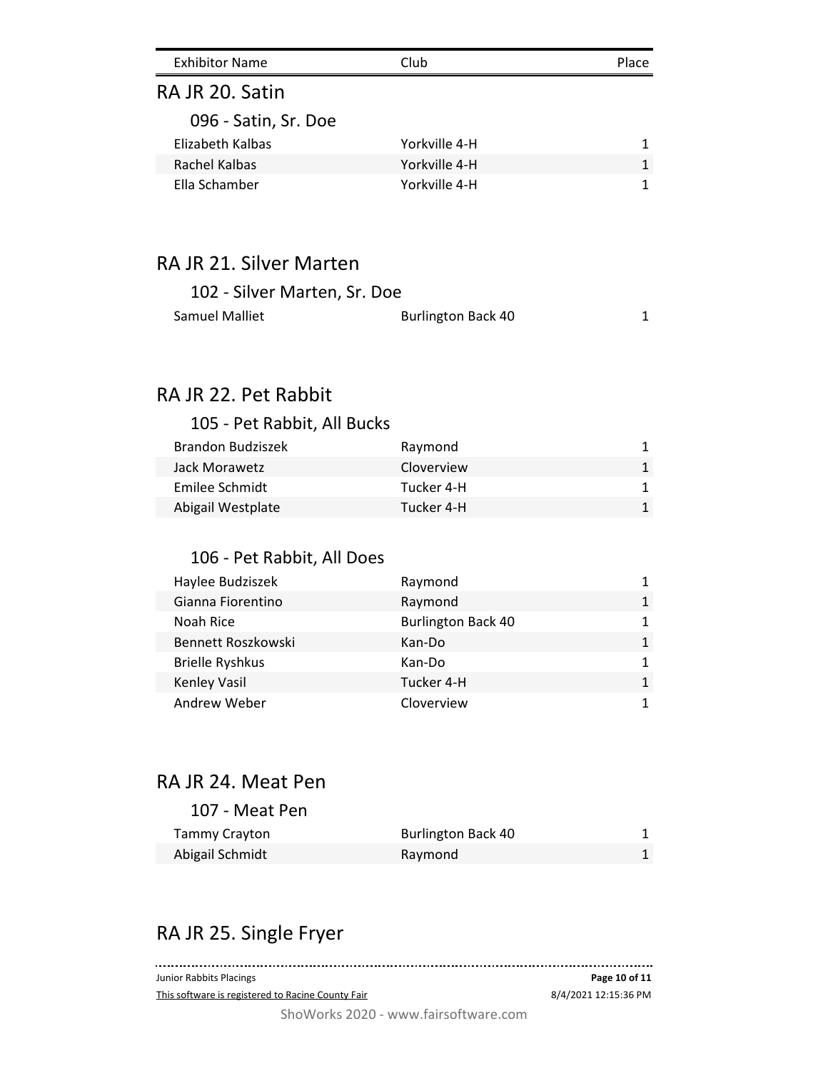| Exhibitor Name | Club | Place |
| --- | --- | --- |

## RA JR 20. Satin

### 096 - Satin, Sr. Doe

| Exhibitor Name | Club | Place |
| --- | --- | --- |
| Elizabeth Kalbas | Yorkville 4-H | 1 |
| Rachel Kalbas | Yorkville 4-H | 1 |
| Ella Schamber | Yorkville 4-H | 1 |

## RA JR 21. Silver Marten

### 102 - Silver Marten, Sr. Doe

| Exhibitor Name | Club | Place |
| --- | --- | --- |
| Samuel Malliet | Burlington Back 40 | 1 |

## RA JR 22. Pet Rabbit

### 105 - Pet Rabbit, All Bucks

| Exhibitor Name | Club | Place |
| --- | --- | --- |
| Brandon Budziszek | Raymond | 1 |
| Jack Morawetz | Cloverview | 1 |
| Emilee Schmidt | Tucker 4-H | 1 |
| Abigail Westplate | Tucker 4-H | 1 |

### 106 - Pet Rabbit, All Does

| Exhibitor Name | Club | Place |
| --- | --- | --- |
| Haylee Budziszek | Raymond | 1 |
| Gianna Fiorentino | Raymond | 1 |
| Noah Rice | Burlington Back 40 | 1 |
| Bennett Roszkowski | Kan-Do | 1 |
| Brielle Ryshkus | Kan-Do | 1 |
| Kenley Vasil | Tucker 4-H | 1 |
| Andrew Weber | Cloverview | 1 |

## RA JR 24. Meat Pen

### 107 - Meat Pen

| Exhibitor Name | Club | Place |
| --- | --- | --- |
| Tammy Crayton | Burlington Back 40 | 1 |
| Abigail Schmidt | Raymond | 1 |

## RA JR 25. Single Fryer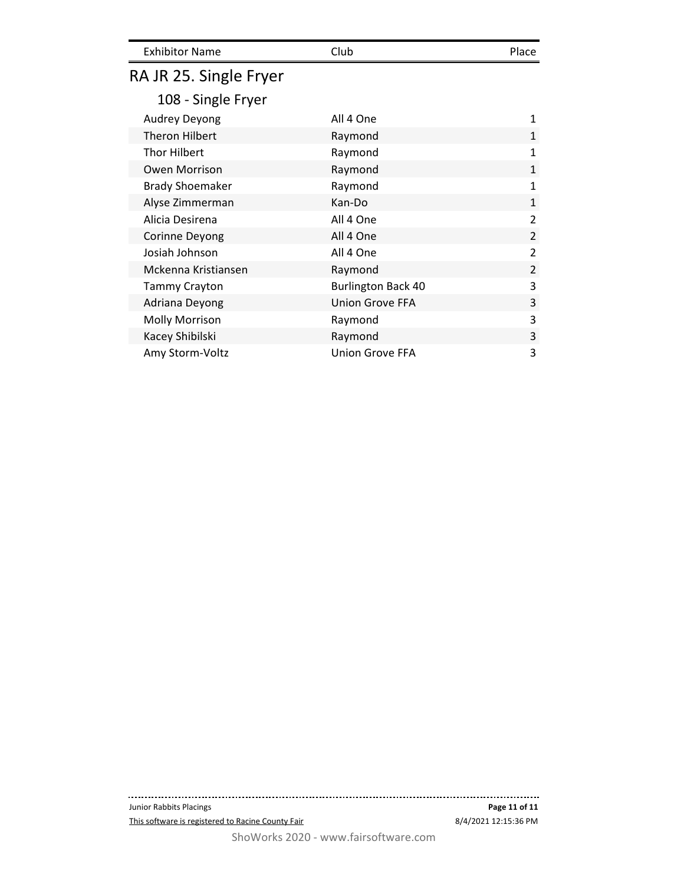| Exhibitor Name | Club | Place |
|---|---|---|

## RA JR 25. Single Fryer

### 108 - Single Fryer

| Exhibitor Name | Club | Place |
|---|---|---|
| Audrey Deyong | All 4 One | 1 |
| Theron Hilbert | Raymond | 1 |
| Thor Hilbert | Raymond | 1 |
| Owen Morrison | Raymond | 1 |
| Brady Shoemaker | Raymond | 1 |
| Alyse Zimmerman | Kan-Do | 1 |
| Alicia Desirena | All 4 One | 2 |
| Corinne Deyong | All 4 One | 2 |
| Josiah Johnson | All 4 One | 2 |
| Mckenna Kristiansen | Raymond | 2 |
| Tammy Crayton | Burlington Back 40 | 3 |
| Adriana Deyong | Union Grove FFA | 3 |
| Molly Morrison | Raymond | 3 |
| Kacey Shibilski | Raymond | 3 |
| Amy Storm-Voltz | Union Grove FFA | 3 |